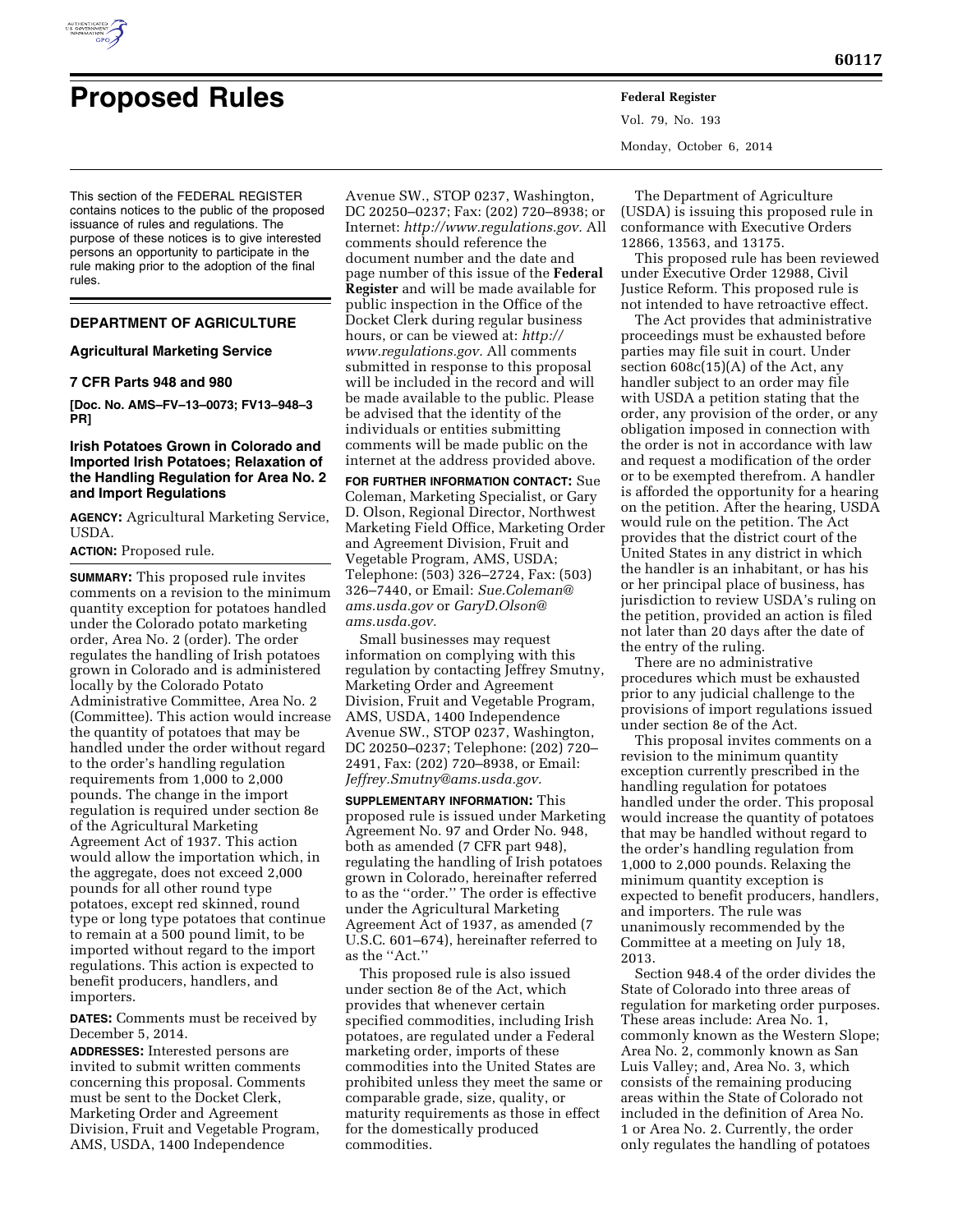# Proposed Rules

This section of the FEDERAL REGISTER contains notices to the public of the proposed issuance of rules and regulations. The purpose of these notices is to give interested persons an opportunity to participate in the rule making prior to the adoption of the final rules.

## DEPARTMENT OF AGRICULTURE

### Agricultural Marketing Service

### 7 CFR Parts 948 and 980

**[Doc. No. AMS–FV–13–0073; FV13–948–3 PR]**

### Irish Potatoes Grown in Colorado and Imported Irish Potatoes; Relaxation of the Handling Regulation for Area No. 2 and Import Regulations

**AGENCY:** Agricultural Marketing Service, USDA.

**ACTION:** Proposed rule.

**SUMMARY:** This proposed rule invites comments on a revision to the minimum quantity exception for potatoes handled under the Colorado potato marketing order, Area No. 2 (order). The order regulates the handling of Irish potatoes grown in Colorado and is administered locally by the Colorado Potato Administrative Committee, Area No. 2 (Committee). This action would increase the quantity of potatoes that may be handled under the order without regard to the order's handling regulation requirements from 1,000 to 2,000 pounds. The change in the import regulation is required under section 8e of the Agricultural Marketing Agreement Act of 1937. This action would allow the importation which, in the aggregate, does not exceed 2,000 pounds for all other round type potatoes, except red skinned, round type or long type potatoes that continue to remain at a 500 pound limit, to be imported without regard to the import regulations. This action is expected to benefit producers, handlers, and importers.

**DATES:** Comments must be received by December 5, 2014.

**ADDRESSES:** Interested persons are invited to submit written comments concerning this proposal. Comments must be sent to the Docket Clerk, Marketing Order and Agreement Division, Fruit and Vegetable Program, AMS, USDA, 1400 Independence Avenue SW., STOP 0237, Washington, DC 20250–0237; Fax: (202) 720–8938; or Internet: *http://www.regulations.gov.* All comments should reference the document number and the date and page number of this issue of the **Federal Register** and will be made available for public inspection in the Office of the Docket Clerk during regular business hours, or can be viewed at: *http://www.regulations.gov.* All comments submitted in response to this proposal will be included in the record and will be made available to the public. Please be advised that the identity of the individuals or entities submitting comments will be made public on the internet at the address provided above.

**FOR FURTHER INFORMATION CONTACT:** Sue Coleman, Marketing Specialist, or Gary D. Olson, Regional Director, Northwest Marketing Field Office, Marketing Order and Agreement Division, Fruit and Vegetable Program, AMS, USDA; Telephone: (503) 326–2724, Fax: (503) 326–7440, or Email: *Sue.Coleman@ams.usda.gov* or *GaryD.Olson@ams.usda.gov.*

Small businesses may request information on complying with this regulation by contacting Jeffrey Smutny, Marketing Order and Agreement Division, Fruit and Vegetable Program, AMS, USDA, 1400 Independence Avenue SW., STOP 0237, Washington, DC 20250–0237; Telephone: (202) 720–2491, Fax: (202) 720–8938, or Email: *Jeffrey.Smutny@ams.usda.gov.*

**SUPPLEMENTARY INFORMATION:** This proposed rule is issued under Marketing Agreement No. 97 and Order No. 948, both as amended (7 CFR part 948), regulating the handling of Irish potatoes grown in Colorado, hereinafter referred to as the ''order.'' The order is effective under the Agricultural Marketing Agreement Act of 1937, as amended (7 U.S.C. 601–674), hereinafter referred to as the ''Act.''

This proposed rule is also issued under section 8e of the Act, which provides that whenever certain specified commodities, including Irish potatoes, are regulated under a Federal marketing order, imports of these commodities into the United States are prohibited unless they meet the same or comparable grade, size, quality, or maturity requirements as those in effect for the domestically produced commodities.

The Department of Agriculture (USDA) is issuing this proposed rule in conformance with Executive Orders 12866, 13563, and 13175.

This proposed rule has been reviewed under Executive Order 12988, Civil Justice Reform. This proposed rule is not intended to have retroactive effect.

The Act provides that administrative proceedings must be exhausted before parties may file suit in court. Under section 608c(15)(A) of the Act, any handler subject to an order may file with USDA a petition stating that the order, any provision of the order, or any obligation imposed in connection with the order is not in accordance with law and request a modification of the order or to be exempted therefrom. A handler is afforded the opportunity for a hearing on the petition. After the hearing, USDA would rule on the petition. The Act provides that the district court of the United States in any district in which the handler is an inhabitant, or has his or her principal place of business, has jurisdiction to review USDA's ruling on the petition, provided an action is filed not later than 20 days after the date of the entry of the ruling.

There are no administrative procedures which must be exhausted prior to any judicial challenge to the provisions of import regulations issued under section 8e of the Act.

This proposal invites comments on a revision to the minimum quantity exception currently prescribed in the handling regulation for potatoes handled under the order. This proposal would increase the quantity of potatoes that may be handled without regard to the order's handling regulation from 1,000 to 2,000 pounds. Relaxing the minimum quantity exception is expected to benefit producers, handlers, and importers. The rule was unanimously recommended by the Committee at a meeting on July 18, 2013.

Section 948.4 of the order divides the State of Colorado into three areas of regulation for marketing order purposes. These areas include: Area No. 1, commonly known as the Western Slope; Area No. 2, commonly known as San Luis Valley; and, Area No. 3, which consists of the remaining producing areas within the State of Colorado not included in the definition of Area No. 1 or Area No. 2. Currently, the order only regulates the handling of potatoes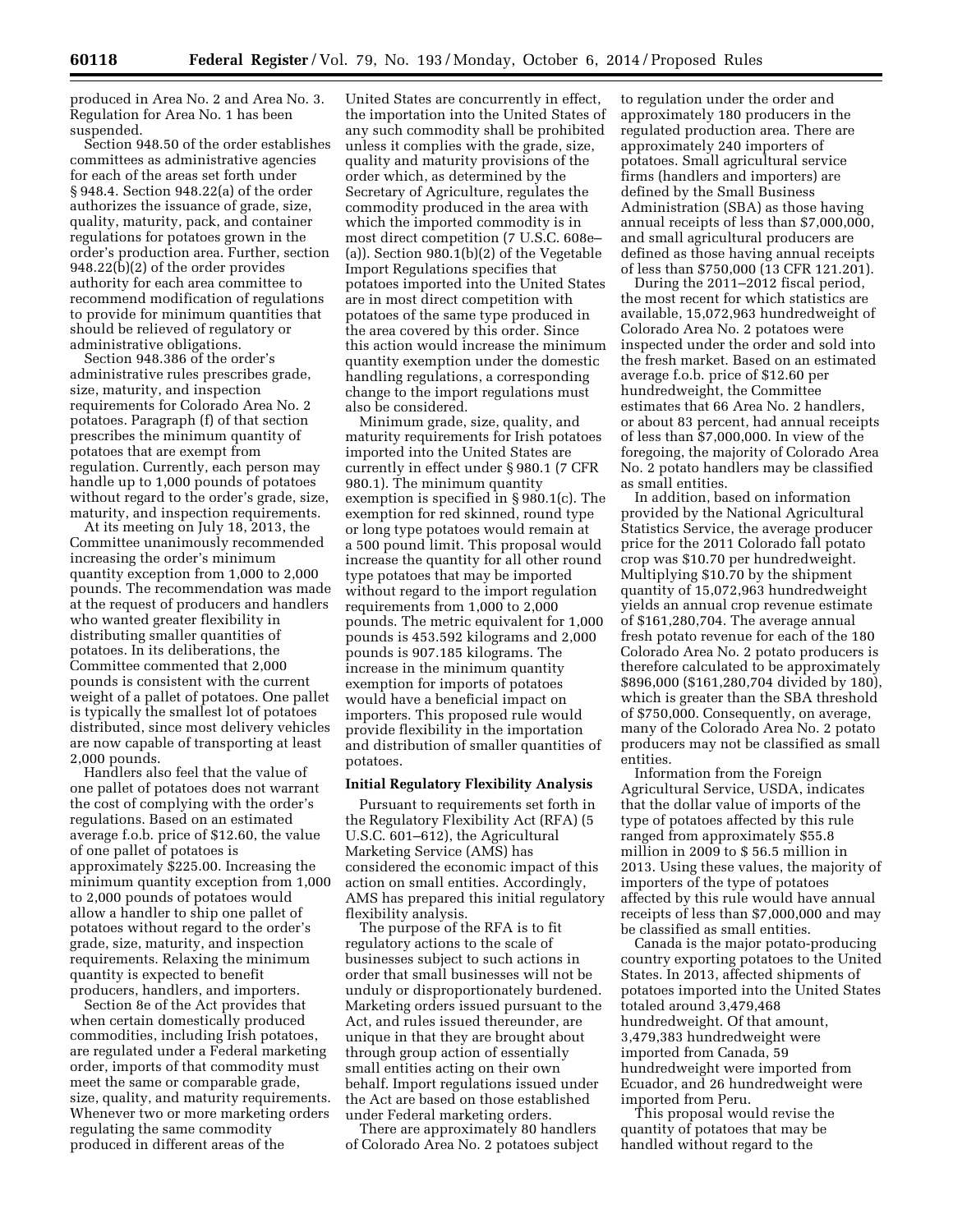produced in Area No. 2 and Area No. 3. Regulation for Area No. 1 has been suspended.

Section 948.50 of the order establishes committees as administrative agencies for each of the areas set forth under § 948.4. Section 948.22(a) of the order authorizes the issuance of grade, size, quality, maturity, pack, and container regulations for potatoes grown in the order's production area. Further, section 948.22(b)(2) of the order provides authority for each area committee to recommend modification of regulations to provide for minimum quantities that should be relieved of regulatory or administrative obligations.

Section 948.386 of the order's administrative rules prescribes grade, size, maturity, and inspection requirements for Colorado Area No. 2 potatoes. Paragraph (f) of that section prescribes the minimum quantity of potatoes that are exempt from regulation. Currently, each person may handle up to 1,000 pounds of potatoes without regard to the order's grade, size, maturity, and inspection requirements.

At its meeting on July 18, 2013, the Committee unanimously recommended increasing the order's minimum quantity exception from 1,000 to 2,000 pounds. The recommendation was made at the request of producers and handlers who wanted greater flexibility in distributing smaller quantities of potatoes. In its deliberations, the Committee commented that 2,000 pounds is consistent with the current weight of a pallet of potatoes. One pallet is typically the smallest lot of potatoes distributed, since most delivery vehicles are now capable of transporting at least 2,000 pounds.

Handlers also feel that the value of one pallet of potatoes does not warrant the cost of complying with the order's regulations. Based on an estimated average f.o.b. price of $12.60, the value of one pallet of potatoes is approximately $225.00. Increasing the minimum quantity exception from 1,000 to 2,000 pounds of potatoes would allow a handler to ship one pallet of potatoes without regard to the order's grade, size, maturity, and inspection requirements. Relaxing the minimum quantity is expected to benefit producers, handlers, and importers.

Section 8e of the Act provides that when certain domestically produced commodities, including Irish potatoes, are regulated under a Federal marketing order, imports of that commodity must meet the same or comparable grade, size, quality, and maturity requirements. Whenever two or more marketing orders regulating the same commodity produced in different areas of the United States are concurrently in effect, the importation into the United States of any such commodity shall be prohibited unless it complies with the grade, size, quality and maturity provisions of the order which, as determined by the Secretary of Agriculture, regulates the commodity produced in the area with which the imported commodity is in most direct competition (7 U.S.C. 608e–(a)). Section 980.1(b)(2) of the Vegetable Import Regulations specifies that potatoes imported into the United States are in most direct competition with potatoes of the same type produced in the area covered by this order. Since this action would increase the minimum quantity exemption under the domestic handling regulations, a corresponding change to the import regulations must also be considered.

Minimum grade, size, quality, and maturity requirements for Irish potatoes imported into the United States are currently in effect under § 980.1 (7 CFR 980.1). The minimum quantity exemption is specified in § 980.1(c). The exemption for red skinned, round type or long type potatoes would remain at a 500 pound limit. This proposal would increase the quantity for all other round type potatoes that may be imported without regard to the import regulation requirements from 1,000 to 2,000 pounds. The metric equivalent for 1,000 pounds is 453.592 kilograms and 2,000 pounds is 907.185 kilograms. The increase in the minimum quantity exemption for imports of potatoes would have a beneficial impact on importers. This proposed rule would provide flexibility in the importation and distribution of smaller quantities of potatoes.

### Initial Regulatory Flexibility Analysis

Pursuant to requirements set forth in the Regulatory Flexibility Act (RFA) (5 U.S.C. 601–612), the Agricultural Marketing Service (AMS) has considered the economic impact of this action on small entities. Accordingly, AMS has prepared this initial regulatory flexibility analysis.

The purpose of the RFA is to fit regulatory actions to the scale of businesses subject to such actions in order that small businesses will not be unduly or disproportionately burdened. Marketing orders issued pursuant to the Act, and rules issued thereunder, are unique in that they are brought about through group action of essentially small entities acting on their own behalf. Import regulations issued under the Act are based on those established under Federal marketing orders.

There are approximately 80 handlers of Colorado Area No. 2 potatoes subject to regulation under the order and approximately 180 producers in the regulated production area. There are approximately 240 importers of potatoes. Small agricultural service firms (handlers and importers) are defined by the Small Business Administration (SBA) as those having annual receipts of less than $7,000,000, and small agricultural producers are defined as those having annual receipts of less than $750,000 (13 CFR 121.201).

During the 2011–2012 fiscal period, the most recent for which statistics are available, 15,072,963 hundredweight of Colorado Area No. 2 potatoes were inspected under the order and sold into the fresh market. Based on an estimated average f.o.b. price of $12.60 per hundredweight, the Committee estimates that 66 Area No. 2 handlers, or about 83 percent, had annual receipts of less than $7,000,000. In view of the foregoing, the majority of Colorado Area No. 2 potato handlers may be classified as small entities.

In addition, based on information provided by the National Agricultural Statistics Service, the average producer price for the 2011 Colorado fall potato crop was $10.70 per hundredweight. Multiplying $10.70 by the shipment quantity of 15,072,963 hundredweight yields an annual crop revenue estimate of $161,280,704. The average annual fresh potato revenue for each of the 180 Colorado Area No. 2 potato producers is therefore calculated to be approximately $896,000 ($161,280,704 divided by 180), which is greater than the SBA threshold of $750,000. Consequently, on average, many of the Colorado Area No. 2 potato producers may not be classified as small entities.

Information from the Foreign Agricultural Service, USDA, indicates that the dollar value of imports of the type of potatoes affected by this rule ranged from approximately $55.8 million in 2009 to $ 56.5 million in 2013. Using these values, the majority of importers of the type of potatoes affected by this rule would have annual receipts of less than $7,000,000 and may be classified as small entities.

Canada is the major potato-producing country exporting potatoes to the United States. In 2013, affected shipments of potatoes imported into the United States totaled around 3,479,468 hundredweight. Of that amount, 3,479,383 hundredweight were imported from Canada, 59 hundredweight were imported from Ecuador, and 26 hundredweight were imported from Peru.

This proposal would revise the quantity of potatoes that may be handled without regard to the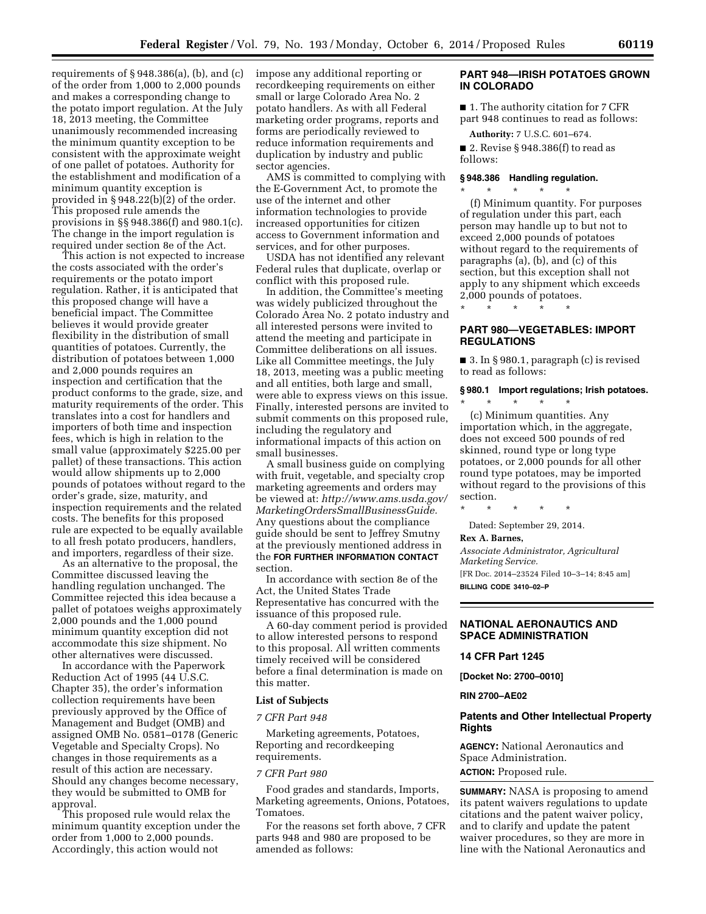requirements of § 948.386(a), (b), and (c) of the order from 1,000 to 2,000 pounds and makes a corresponding change to the potato import regulation. At the July 18, 2013 meeting, the Committee unanimously recommended increasing the minimum quantity exception to be consistent with the approximate weight of one pallet of potatoes. Authority for the establishment and modification of a minimum quantity exception is provided in § 948.22(b)(2) of the order. This proposed rule amends the provisions in §§ 948.386(f) and 980.1(c). The change in the import regulation is required under section 8e of the Act.

This action is not expected to increase the costs associated with the order's requirements or the potato import regulation. Rather, it is anticipated that this proposed change will have a beneficial impact. The Committee believes it would provide greater flexibility in the distribution of small quantities of potatoes. Currently, the distribution of potatoes between 1,000 and 2,000 pounds requires an inspection and certification that the product conforms to the grade, size, and maturity requirements of the order. This translates into a cost for handlers and importers of both time and inspection fees, which is high in relation to the small value (approximately $225.00 per pallet) of these transactions. This action would allow shipments up to 2,000 pounds of potatoes without regard to the order's grade, size, maturity, and inspection requirements and the related costs. The benefits for this proposed rule are expected to be equally available to all fresh potato producers, handlers, and importers, regardless of their size.

As an alternative to the proposal, the Committee discussed leaving the handling regulation unchanged. The Committee rejected this idea because a pallet of potatoes weighs approximately 2,000 pounds and the 1,000 pound minimum quantity exception did not accommodate this size shipment. No other alternatives were discussed.

In accordance with the Paperwork Reduction Act of 1995 (44 U.S.C. Chapter 35), the order's information collection requirements have been previously approved by the Office of Management and Budget (OMB) and assigned OMB No. 0581–0178 (Generic Vegetable and Specialty Crops). No changes in those requirements as a result of this action are necessary. Should any changes become necessary, they would be submitted to OMB for approval.

This proposed rule would relax the minimum quantity exception under the order from 1,000 to 2,000 pounds. Accordingly, this action would not impose any additional reporting or recordkeeping requirements on either small or large Colorado Area No. 2 potato handlers. As with all Federal marketing order programs, reports and forms are periodically reviewed to reduce information requirements and duplication by industry and public sector agencies.

AMS is committed to complying with the E-Government Act, to promote the use of the internet and other information technologies to provide increased opportunities for citizen access to Government information and services, and for other purposes.

USDA has not identified any relevant Federal rules that duplicate, overlap or conflict with this proposed rule.

In addition, the Committee's meeting was widely publicized throughout the Colorado Area No. 2 potato industry and all interested persons were invited to attend the meeting and participate in Committee deliberations on all issues. Like all Committee meetings, the July 18, 2013, meeting was a public meeting and all entities, both large and small, were able to express views on this issue. Finally, interested persons are invited to submit comments on this proposed rule, including the regulatory and informational impacts of this action on small businesses.

A small business guide on complying with fruit, vegetable, and specialty crop marketing agreements and orders may be viewed at: *http://www.ams.usda.gov/MarketingOrdersSmallBusinessGuide.* Any questions about the compliance guide should be sent to Jeffrey Smutny at the previously mentioned address in the **FOR FURTHER INFORMATION CONTACT** section.

In accordance with section 8e of the Act, the United States Trade Representative has concurred with the issuance of this proposed rule.

A 60-day comment period is provided to allow interested persons to respond to this proposal. All written comments timely received will be considered before a final determination is made on this matter.

## List of Subjects

*7 CFR Part 948*

Marketing agreements, Potatoes, Reporting and recordkeeping requirements.

*7 CFR Part 980*

Food grades and standards, Imports, Marketing agreements, Onions, Potatoes, Tomatoes.

For the reasons set forth above, 7 CFR parts 948 and 980 are proposed to be amended as follows:

## PART 948—IRISH POTATOES GROWN IN COLORADO

■ 1. The authority citation for 7 CFR part 948 continues to read as follows:

**Authority:** 7 U.S.C. 601–674.

■ 2. Revise § 948.386(f) to read as follows:

### § 948.386 Handling regulation.

\* \* \* \* \*

(f) Minimum quantity. For purposes of regulation under this part, each person may handle up to but not to exceed 2,000 pounds of potatoes without regard to the requirements of paragraphs (a), (b), and (c) of this section, but this exception shall not apply to any shipment which exceeds 2,000 pounds of potatoes.

\* \* \* \* \*

## PART 980—VEGETABLES: IMPORT REGULATIONS

■ 3. In § 980.1, paragraph (c) is revised to read as follows:

### § 980.1 Import regulations; Irish potatoes.

\* \* \* \* \*

(c) Minimum quantities. Any importation which, in the aggregate, does not exceed 500 pounds of red skinned, round type or long type potatoes, or 2,000 pounds for all other round type potatoes, may be imported without regard to the provisions of this section.

\* \* \* \* \*

Dated: September 29, 2014.

**Rex A. Barnes,**

*Associate Administrator, Agricultural Marketing Service.*

[FR Doc. 2014–23524 Filed 10–3–14; 8:45 am]

**BILLING CODE 3410–02–P**

---

## NATIONAL AERONAUTICS AND SPACE ADMINISTRATION

**14 CFR Part 1245**

**[Docket No: 2700–0010]**

**RIN 2700–AE02**

## Patents and Other Intellectual Property Rights

**AGENCY:** National Aeronautics and Space Administration.

**ACTION:** Proposed rule.

**SUMMARY:** NASA is proposing to amend its patent waivers regulations to update citations and the patent waiver policy, and to clarify and update the patent waiver procedures, so they are more in line with the National Aeronautics and